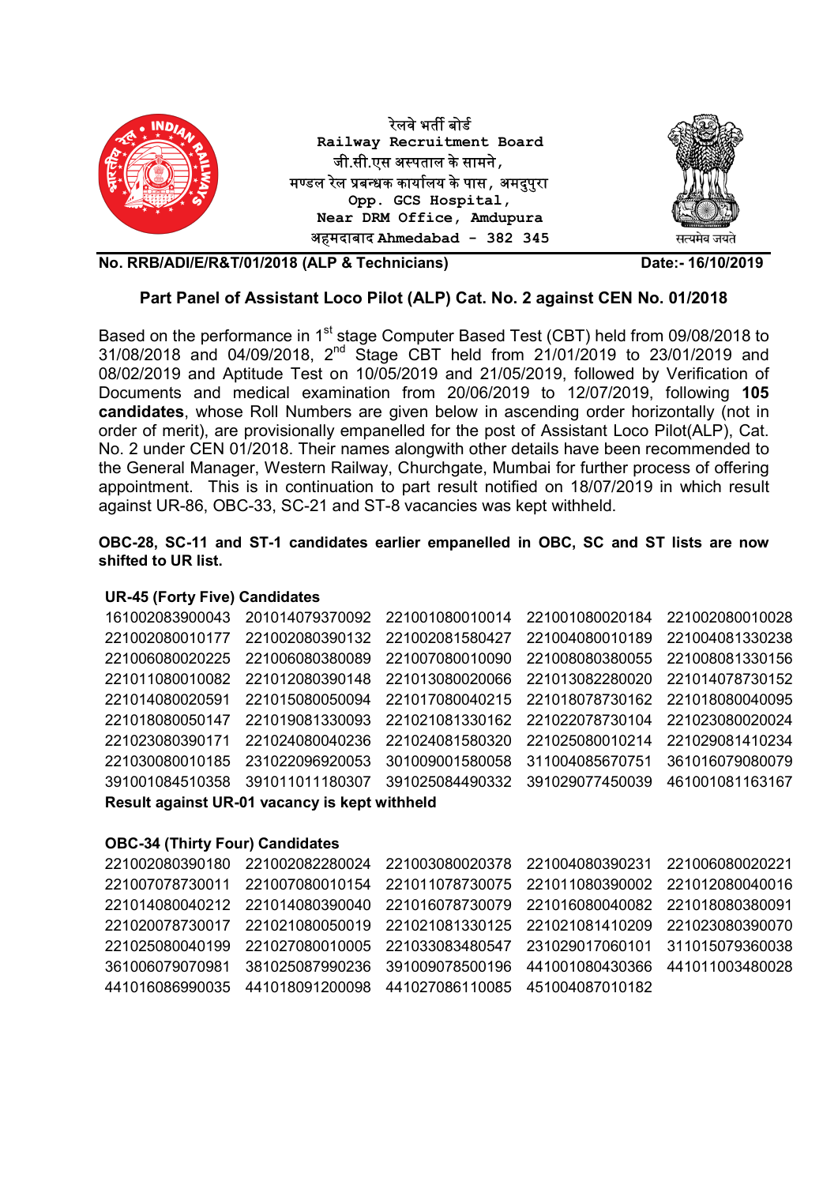रेलवे भर्ती बोर्ड
Railway Recruitment Board
जी.सी.एस अस्पताल के सामने,
मण्डल रेल प्रबन्धक कार्यालय के पास, अमदुपुरा
Opp. GCS Hospital,
Near DRM Office, Amdupura
अहमदाबाद Ahmedabad - 382 345

सत्यमेव जयते

**No. RRB/ADI/E/R&T/01/2018 (ALP & Technicians)** **Date:- 16/10/2019**

## Part Panel of Assistant Loco Pilot (ALP) Cat. No. 2 against CEN No. 01/2018

Based on the performance in 1st stage Computer Based Test (CBT) held from 09/08/2018 to 31/08/2018 and 04/09/2018, 2nd Stage CBT held from 21/01/2019 to 23/01/2019 and 08/02/2019 and Aptitude Test on 10/05/2019 and 21/05/2019, followed by Verification of Documents and medical examination from 20/06/2019 to 12/07/2019, following **105 candidates**, whose Roll Numbers are given below in ascending order horizontally (not in order of merit), are provisionally empanelled for the post of Assistant Loco Pilot(ALP), Cat. No. 2 under CEN 01/2018. Their names alongwith other details have been recommended to the General Manager, Western Railway, Churchgate, Mumbai for further process of offering appointment. This is in continuation to part result notified on 18/07/2019 in which result against UR-86, OBC-33, SC-21 and ST-8 vacancies was kept withheld.

**OBC-28, SC-11 and ST-1 candidates earlier empanelled in OBC, SC and ST lists are now shifted to UR list.**

### UR-45 (Forty Five) Candidates

| | | | | |
|---|---|---|---|---|
| 161002083900043 | 201014079370092 | 221001080010014 | 221001080020184 | 221002080010028 |
| 221002080010177 | 221002080390132 | 221002081580427 | 221004080010189 | 221004081330238 |
| 221006080020225 | 221006080380089 | 221007080010090 | 221008080380055 | 221008081330156 |
| 221011080010082 | 221012080390148 | 221013080020066 | 221013082280020 | 221014078730152 |
| 221014080020591 | 221015080050094 | 221017080040215 | 221018078730162 | 221018080040095 |
| 221018080050147 | 221019081330093 | 221021081330162 | 221022078730104 | 221023080020024 |
| 221023080390171 | 221024080040236 | 221024081580320 | 221025080010214 | 221029081410234 |
| 221030080010185 | 231022096920053 | 301009001580058 | 311004085670751 | 361016079080079 |
| 391001084510358 | 391011011180307 | 391025084490332 | 391029077450039 | 461001081163167 |

**Result against UR-01 vacancy is kept withheld**

### OBC-34 (Thirty Four) Candidates

| | | | | |
|---|---|---|---|---|
| 221002080390180 | 221002082280024 | 221003080020378 | 221004080390231 | 221006080020221 |
| 221007078730011 | 221007080010154 | 221011078730075 | 221011080390002 | 221012080040016 |
| 221014080040212 | 221014080390040 | 221016078730079 | 221016080040082 | 221018080380091 |
| 221020078730017 | 221021080050019 | 221021081330125 | 221021081410209 | 221023080390070 |
| 221025080040199 | 221027080010005 | 221033083480547 | 231029017060101 | 311015079360038 |
| 361006079070981 | 381025087990236 | 391009078500196 | 441001080430366 | 441011003480028 |
| 441016086990035 | 441018091200098 | 441027086110085 | 451004087010182 | |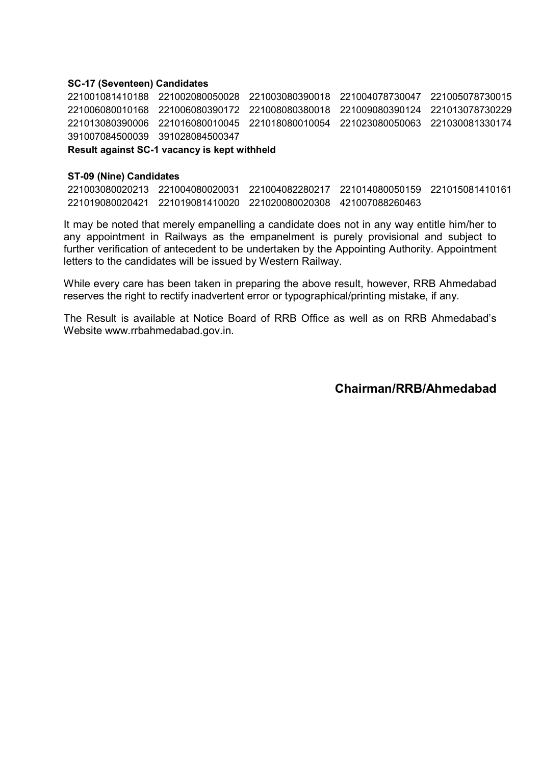**SC-17 (Seventeen) Candidates**

221001081410188 221002080050028 221003080390018 221004078730047 221005078730015 221006080010168 221006080390172 221008080380018 221009080390124 221013078730229 221013080390006 221016080010045 221018080010054 221023080050063 221030081330174 391007084500039 391028084500347

**Result against SC-1 vacancy is kept withheld**

**ST-09 (Nine) Candidates**

221003080020213 221004080020031 221004082280217 221014080050159 221015081410161 221019080020421 221019081410020 221020080020308 421007088260463

It may be noted that merely empanelling a candidate does not in any way entitle him/her to any appointment in Railways as the empanelment is purely provisional and subject to further verification of antecedent to be undertaken by the Appointing Authority. Appointment letters to the candidates will be issued by Western Railway.

While every care has been taken in preparing the above result, however, RRB Ahmedabad reserves the right to rectify inadvertent error or typographical/printing mistake, if any.

The Result is available at Notice Board of RRB Office as well as on RRB Ahmedabad's Website www.rrbahmedabad.gov.in.

**Chairman/RRB/Ahmedabad**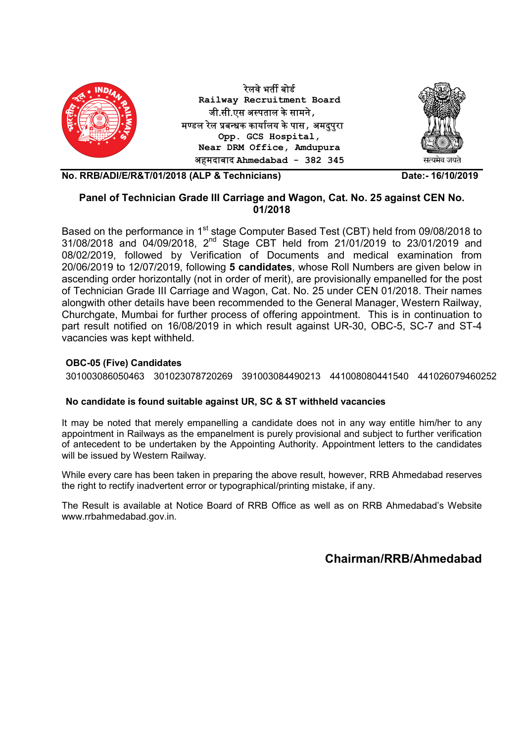रेलवे भर्ती बोर्ड
**Railway Recruitment Board**
जी.सी.एस अस्पताल के सामने,
मण्डल रेल प्रबन्धक कार्यालय के पास, अमदुपुरा
**Opp. GCS Hospital,**
**Near DRM Office, Amdupura**
अहमदाबाद **Ahmedabad - 382 345**

सत्यमेव जयते

**No. RRB/ADI/E/R&T/01/2018 (ALP & Technicians)** **Date:- 16/10/2019**

## Panel of Technician Grade III Carriage and Wagon, Cat. No. 25 against CEN No. 01/2018

Based on the performance in 1st stage Computer Based Test (CBT) held from 09/08/2018 to 31/08/2018 and 04/09/2018, 2nd Stage CBT held from 21/01/2019 to 23/01/2019 and 08/02/2019, followed by Verification of Documents and medical examination from 20/06/2019 to 12/07/2019, following **5 candidates**, whose Roll Numbers are given below in ascending order horizontally (not in order of merit), are provisionally empanelled for the post of Technician Grade III Carriage and Wagon, Cat. No. 25 under CEN 01/2018. Their names alongwith other details have been recommended to the General Manager, Western Railway, Churchgate, Mumbai for further process of offering appointment. This is in continuation to part result notified on 16/08/2019 in which result against UR-30, OBC-5, SC-7 and ST-4 vacancies was kept withheld.

**OBC-05 (Five) Candidates**

301003086050463 301023078720269 391003084490213 441008080441540 441026079460252

**No candidate is found suitable against UR, SC & ST withheld vacancies**

It may be noted that merely empanelling a candidate does not in any way entitle him/her to any appointment in Railways as the empanelment is purely provisional and subject to further verification of antecedent to be undertaken by the Appointing Authority. Appointment letters to the candidates will be issued by Western Railway.

While every care has been taken in preparing the above result, however, RRB Ahmedabad reserves the right to rectify inadvertent error or typographical/printing mistake, if any.

The Result is available at Notice Board of RRB Office as well as on RRB Ahmedabad's Website www.rrbahmedabad.gov.in.

**Chairman/RRB/Ahmedabad**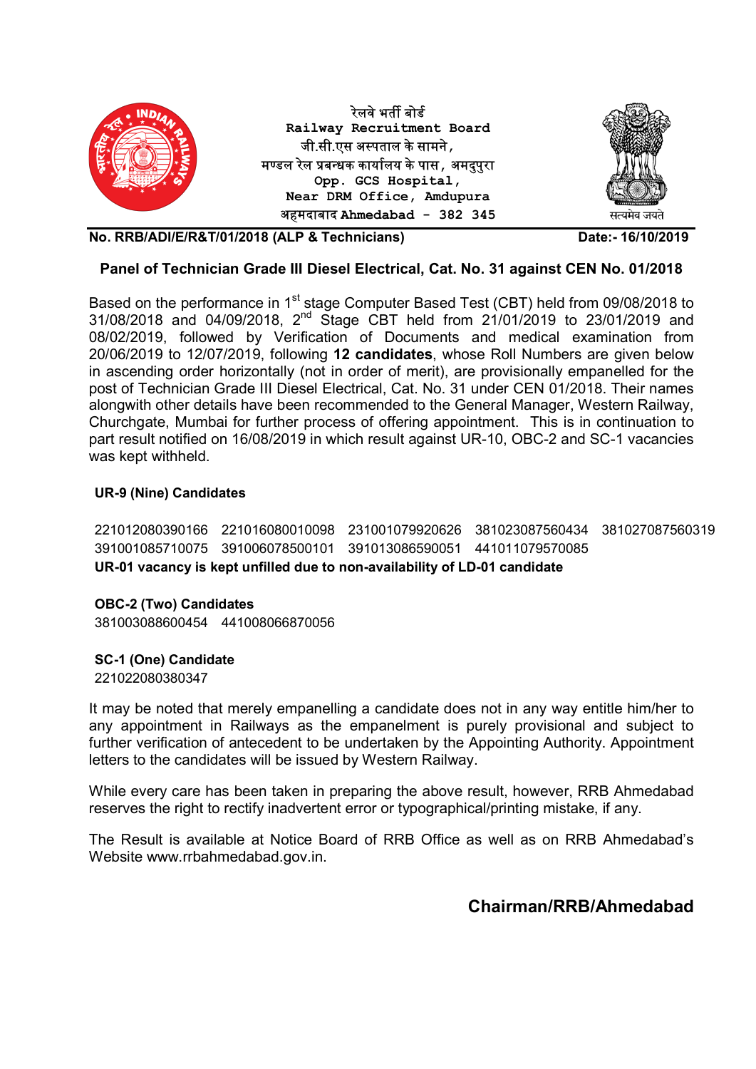रेलवे भर्ती बोर्ड
**Railway Recruitment Board**
जी.सी.एस अस्पताल के सामने,
मण्डल रेल प्रबन्धक कार्यालय के पास, अमदुपुरा
**Opp. GCS Hospital,**
**Near DRM Office, Amdupura**
अहमदाबाद **Ahmedabad - 382 345**

सत्यमेव जयते

**No. RRB/ADI/E/R&T/01/2018 (ALP & Technicians)** **Date:- 16/10/2019**

## Panel of Technician Grade III Diesel Electrical, Cat. No. 31 against CEN No. 01/2018

Based on the performance in 1st stage Computer Based Test (CBT) held from 09/08/2018 to 31/08/2018 and 04/09/2018, 2nd Stage CBT held from 21/01/2019 to 23/01/2019 and 08/02/2019, followed by Verification of Documents and medical examination from 20/06/2019 to 12/07/2019, following **12 candidates**, whose Roll Numbers are given below in ascending order horizontally (not in order of merit), are provisionally empanelled for the post of Technician Grade III Diesel Electrical, Cat. No. 31 under CEN 01/2018. Their names alongwith other details have been recommended to the General Manager, Western Railway, Churchgate, Mumbai for further process of offering appointment. This is in continuation to part result notified on 16/08/2019 in which result against UR-10, OBC-2 and SC-1 vacancies was kept withheld.

**UR-9 (Nine) Candidates**

221012080390166 221016080010098 231001079920626 381023087560434 381027087560319
391001085710075 391006078500101 391013086590051 441011079570085

**UR-01 vacancy is kept unfilled due to non-availability of LD-01 candidate**

**OBC-2 (Two) Candidates**

381003088600454 441008066870056

**SC-1 (One) Candidate**

221022080380347

It may be noted that merely empanelling a candidate does not in any way entitle him/her to any appointment in Railways as the empanelment is purely provisional and subject to further verification of antecedent to be undertaken by the Appointing Authority. Appointment letters to the candidates will be issued by Western Railway.

While every care has been taken in preparing the above result, however, RRB Ahmedabad reserves the right to rectify inadvertent error or typographical/printing mistake, if any.

The Result is available at Notice Board of RRB Office as well as on RRB Ahmedabad's Website www.rrbahmedabad.gov.in.

**Chairman/RRB/Ahmedabad**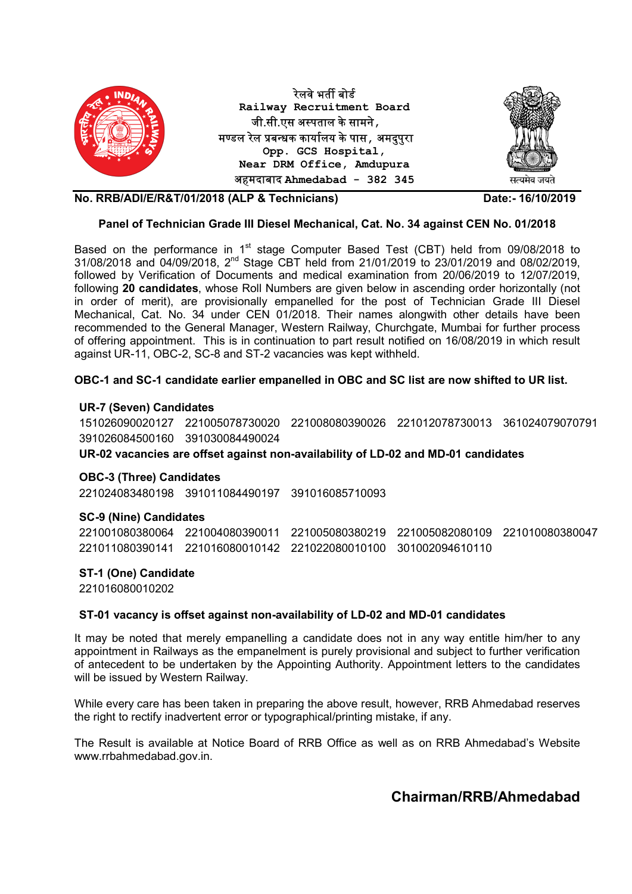रेलवे भर्ती बोर्ड
**Railway Recruitment Board**
जी.सी.एस अस्पताल के सामने,
मण्डल रेल प्रबन्धक कार्यालय के पास, अमदुपुरा
**Opp. GCS Hospital,**
**Near DRM Office, Amdupura**
अहमदाबाद **Ahmedabad - 382 345**

सत्यमेव जयते

**No. RRB/ADI/E/R&T/01/2018 (ALP & Technicians)** **Date:- 16/10/2019**

**Panel of Technician Grade III Diesel Mechanical, Cat. No. 34 against CEN No. 01/2018**

Based on the performance in 1st stage Computer Based Test (CBT) held from 09/08/2018 to 31/08/2018 and 04/09/2018, 2nd Stage CBT held from 21/01/2019 to 23/01/2019 and 08/02/2019, followed by Verification of Documents and medical examination from 20/06/2019 to 12/07/2019, following **20 candidates**, whose Roll Numbers are given below in ascending order horizontally (not in order of merit), are provisionally empanelled for the post of Technician Grade III Diesel Mechanical, Cat. No. 34 under CEN 01/2018. Their names alongwith other details have been recommended to the General Manager, Western Railway, Churchgate, Mumbai for further process of offering appointment. This is in continuation to part result notified on 16/08/2019 in which result against UR-11, OBC-2, SC-8 and ST-2 vacancies was kept withheld.

**OBC-1 and SC-1 candidate earlier empanelled in OBC and SC list are now shifted to UR list.**

**UR-7 (Seven) Candidates**

151026090020127 221005078730020 221008080390026 221012078730013 361024079070791
391026084500160 391030084490024

**UR-02 vacancies are offset against non-availability of LD-02 and MD-01 candidates**

**OBC-3 (Three) Candidates**

221024083480198 391011084490197 391016085710093

**SC-9 (Nine) Candidates**

221001080380064 221004080390011 221005080380219 221005082080109 221010080380047
221011080390141 221016080010142 221022080010100 301002094610110

**ST-1 (One) Candidate**

221016080010202

**ST-01 vacancy is offset against non-availability of LD-02 and MD-01 candidates**

It may be noted that merely empanelling a candidate does not in any way entitle him/her to any appointment in Railways as the empanelment is purely provisional and subject to further verification of antecedent to be undertaken by the Appointing Authority. Appointment letters to the candidates will be issued by Western Railway.

While every care has been taken in preparing the above result, however, RRB Ahmedabad reserves the right to rectify inadvertent error or typographical/printing mistake, if any.

The Result is available at Notice Board of RRB Office as well as on RRB Ahmedabad's Website www.rrbahmedabad.gov.in.

**Chairman/RRB/Ahmedabad**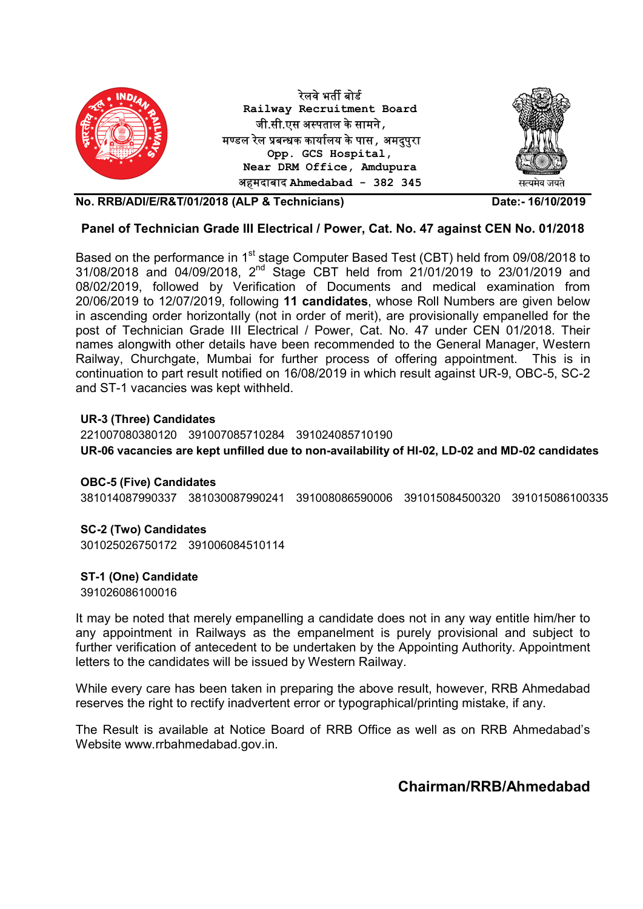रेलवे भर्ती बोर्ड
**Railway Recruitment Board**
जी.सी.एस अस्पताल के सामने,
मण्डल रेल प्रबन्धक कार्यालय के पास, अमदुपुरा
**Opp. GCS Hospital,**
**Near DRM Office, Amdupura**
अहमदाबाद **Ahmedabad - 382 345**

सत्यमेव जयते

**No. RRB/ADI/E/R&T/01/2018 (ALP & Technicians)** **Date:- 16/10/2019**

## Panel of Technician Grade III Electrical / Power, Cat. No. 47 against CEN No. 01/2018

Based on the performance in 1st stage Computer Based Test (CBT) held from 09/08/2018 to 31/08/2018 and 04/09/2018, 2nd Stage CBT held from 21/01/2019 to 23/01/2019 and 08/02/2019, followed by Verification of Documents and medical examination from 20/06/2019 to 12/07/2019, following **11 candidates**, whose Roll Numbers are given below in ascending order horizontally (not in order of merit), are provisionally empanelled for the post of Technician Grade III Electrical / Power, Cat. No. 47 under CEN 01/2018. Their names alongwith other details have been recommended to the General Manager, Western Railway, Churchgate, Mumbai for further process of offering appointment. This is in continuation to part result notified on 16/08/2019 in which result against UR-9, OBC-5, SC-2 and ST-1 vacancies was kept withheld.

**UR-3 (Three) Candidates**
221007080380120 391007085710284 391024085710190
**UR-06 vacancies are kept unfilled due to non-availability of HI-02, LD-02 and MD-02 candidates**

**OBC-5 (Five) Candidates**
381014087990337 381030087990241 391008086590006 391015084500320 391015086100335

**SC-2 (Two) Candidates**
301025026750172 391006084510114

**ST-1 (One) Candidate**
391026086100016

It may be noted that merely empanelling a candidate does not in any way entitle him/her to any appointment in Railways as the empanelment is purely provisional and subject to further verification of antecedent to be undertaken by the Appointing Authority. Appointment letters to the candidates will be issued by Western Railway.

While every care has been taken in preparing the above result, however, RRB Ahmedabad reserves the right to rectify inadvertent error or typographical/printing mistake, if any.

The Result is available at Notice Board of RRB Office as well as on RRB Ahmedabad's Website www.rrbahmedabad.gov.in.

**Chairman/RRB/Ahmedabad**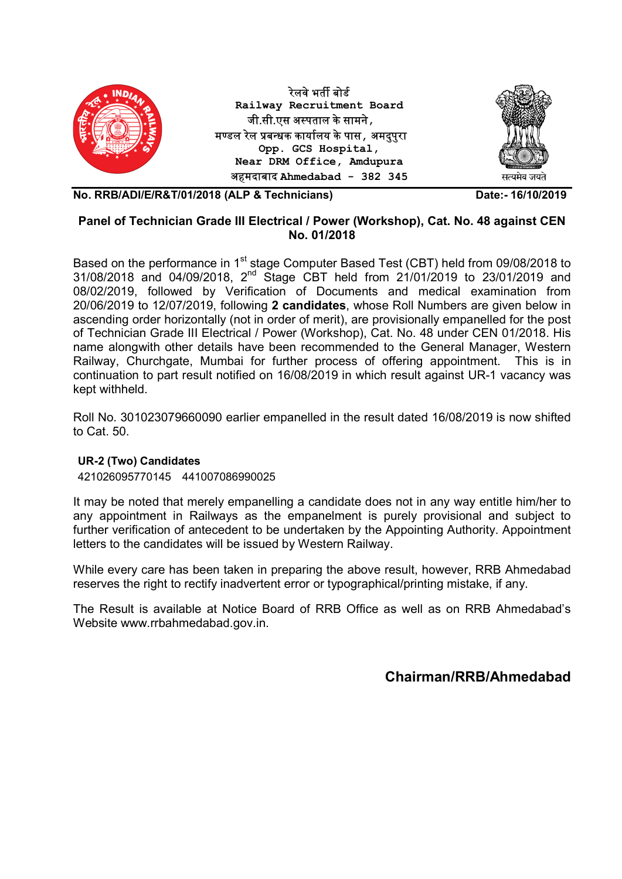रेलवे भर्ती बोर्ड
Railway Recruitment Board
जी.सी.एस अस्पताल के सामने,
मण्डल रेल प्रबन्धक कार्यालय के पास, अमदुपुरा
Opp. GCS Hospital,
Near DRM Office, Amdupura
अहमदाबाद Ahmedabad - 382 345

सत्यमेव जयते

**No. RRB/ADI/E/R&T/01/2018 (ALP & Technicians)** **Date:- 16/10/2019**

## Panel of Technician Grade III Electrical / Power (Workshop), Cat. No. 48 against CEN No. 01/2018

Based on the performance in 1st stage Computer Based Test (CBT) held from 09/08/2018 to 31/08/2018 and 04/09/2018, 2nd Stage CBT held from 21/01/2019 to 23/01/2019 and 08/02/2019, followed by Verification of Documents and medical examination from 20/06/2019 to 12/07/2019, following **2 candidates**, whose Roll Numbers are given below in ascending order horizontally (not in order of merit), are provisionally empanelled for the post of Technician Grade III Electrical / Power (Workshop), Cat. No. 48 under CEN 01/2018. His name alongwith other details have been recommended to the General Manager, Western Railway, Churchgate, Mumbai for further process of offering appointment. This is in continuation to part result notified on 16/08/2019 in which result against UR-1 vacancy was kept withheld.

Roll No. 301023079660090 earlier empanelled in the result dated 16/08/2019 is now shifted to Cat. 50.

**UR-2 (Two) Candidates**

421026095770145 441007086990025

It may be noted that merely empanelling a candidate does not in any way entitle him/her to any appointment in Railways as the empanelment is purely provisional and subject to further verification of antecedent to be undertaken by the Appointing Authority. Appointment letters to the candidates will be issued by Western Railway.

While every care has been taken in preparing the above result, however, RRB Ahmedabad reserves the right to rectify inadvertent error or typographical/printing mistake, if any.

The Result is available at Notice Board of RRB Office as well as on RRB Ahmedabad's Website www.rrbahmedabad.gov.in.

**Chairman/RRB/Ahmedabad**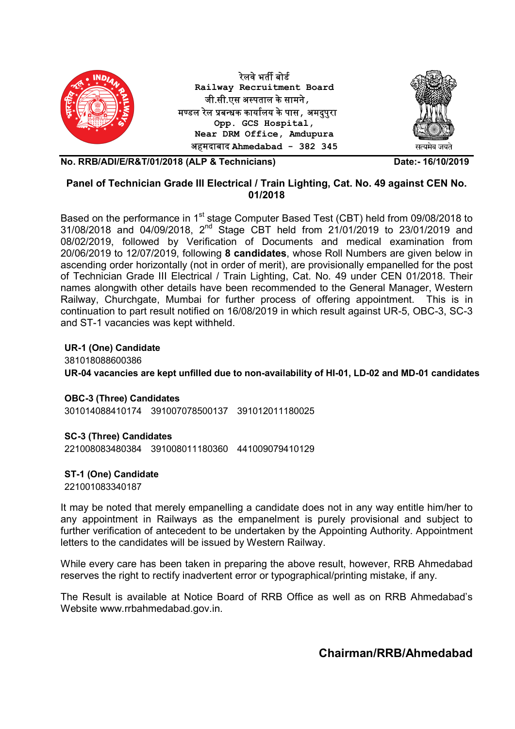रेलवे भर्ती बोर्ड
Railway Recruitment Board
जी.सी.एस अस्पताल के सामने,
मण्डल रेल प्रबन्धक कार्यालय के पास, अमदुपुरा
Opp. GCS Hospital,
Near DRM Office, Amdupura
अहमदाबाद Ahmedabad - 382 345

सत्यमेव जयते

**No. RRB/ADI/E/R&T/01/2018 (ALP & Technicians)** **Date:- 16/10/2019**

## Panel of Technician Grade III Electrical / Train Lighting, Cat. No. 49 against CEN No. 01/2018

Based on the performance in 1st stage Computer Based Test (CBT) held from 09/08/2018 to 31/08/2018 and 04/09/2018, 2nd Stage CBT held from 21/01/2019 to 23/01/2019 and 08/02/2019, followed by Verification of Documents and medical examination from 20/06/2019 to 12/07/2019, following **8 candidates**, whose Roll Numbers are given below in ascending order horizontally (not in order of merit), are provisionally empanelled for the post of Technician Grade III Electrical / Train Lighting, Cat. No. 49 under CEN 01/2018. Their names alongwith other details have been recommended to the General Manager, Western Railway, Churchgate, Mumbai for further process of offering appointment. This is in continuation to part result notified on 16/08/2019 in which result against UR-5, OBC-3, SC-3 and ST-1 vacancies was kept withheld.

**UR-1 (One) Candidate**
381018088600386
**UR-04 vacancies are kept unfilled due to non-availability of HI-01, LD-02 and MD-01 candidates**

**OBC-3 (Three) Candidates**
301014088410174 391007078500137 391012011180025

**SC-3 (Three) Candidates**
221008083480384 391008011180360 441009079410129

**ST-1 (One) Candidate**
221001083340187

It may be noted that merely empanelling a candidate does not in any way entitle him/her to any appointment in Railways as the empanelment is purely provisional and subject to further verification of antecedent to be undertaken by the Appointing Authority. Appointment letters to the candidates will be issued by Western Railway.

While every care has been taken in preparing the above result, however, RRB Ahmedabad reserves the right to rectify inadvertent error or typographical/printing mistake, if any.

The Result is available at Notice Board of RRB Office as well as on RRB Ahmedabad's Website www.rrbahmedabad.gov.in.

**Chairman/RRB/Ahmedabad**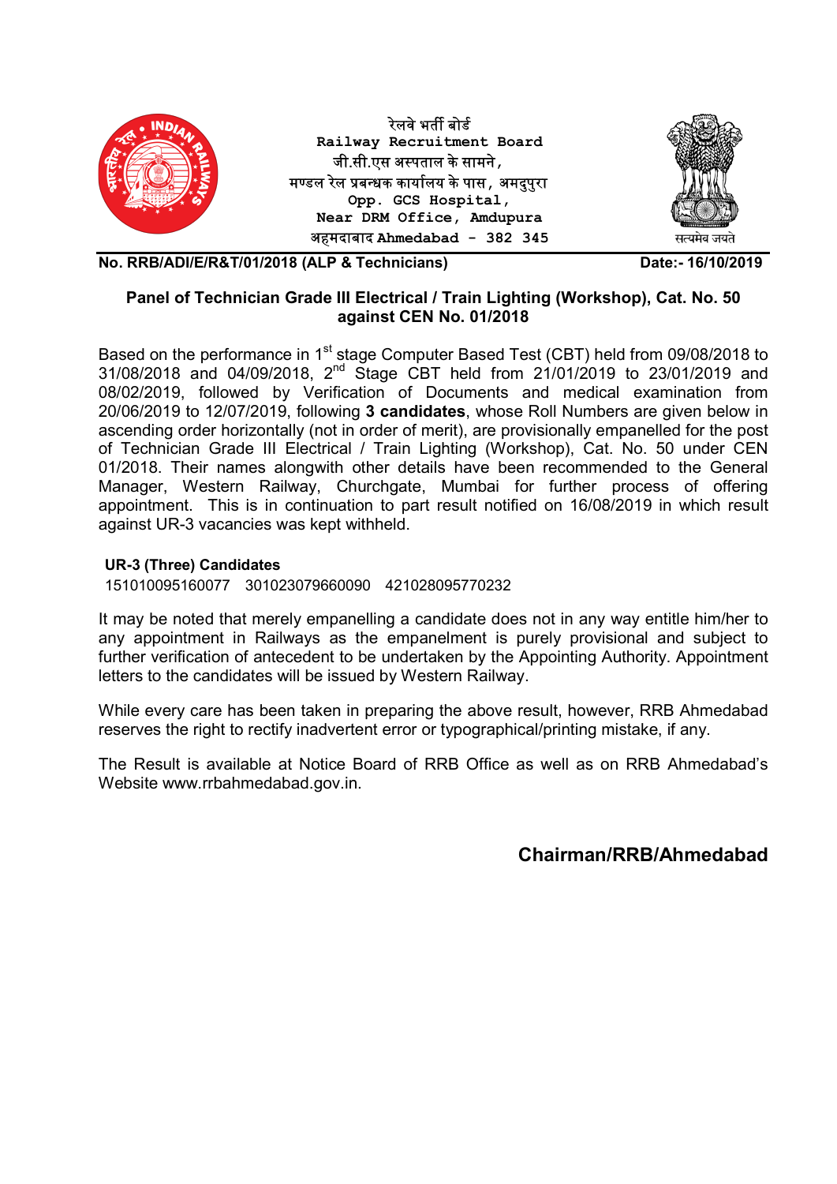रेलवे भर्ती बोर्ड
Railway Recruitment Board
जी.सी.एस अस्पताल के सामने,
मण्डल रेल प्रबन्धक कार्यालय के पास, अमदुपुरा
Opp. GCS Hospital,
Near DRM Office, Amdupura
अहमदाबाद Ahmedabad - 382 345

सत्यमेव जयते

**No. RRB/ADI/E/R&T/01/2018 (ALP & Technicians)** **Date:- 16/10/2019**

## Panel of Technician Grade III Electrical / Train Lighting (Workshop), Cat. No. 50 against CEN No. 01/2018

Based on the performance in 1st stage Computer Based Test (CBT) held from 09/08/2018 to 31/08/2018 and 04/09/2018, 2nd Stage CBT held from 21/01/2019 to 23/01/2019 and 08/02/2019, followed by Verification of Documents and medical examination from 20/06/2019 to 12/07/2019, following **3 candidates**, whose Roll Numbers are given below in ascending order horizontally (not in order of merit), are provisionally empanelled for the post of Technician Grade III Electrical / Train Lighting (Workshop), Cat. No. 50 under CEN 01/2018. Their names alongwith other details have been recommended to the General Manager, Western Railway, Churchgate, Mumbai for further process of offering appointment. This is in continuation to part result notified on 16/08/2019 in which result against UR-3 vacancies was kept withheld.

**UR-3 (Three) Candidates**

151010095160077 301023079660090 421028095770232

It may be noted that merely empanelling a candidate does not in any way entitle him/her to any appointment in Railways as the empanelment is purely provisional and subject to further verification of antecedent to be undertaken by the Appointing Authority. Appointment letters to the candidates will be issued by Western Railway.

While every care has been taken in preparing the above result, however, RRB Ahmedabad reserves the right to rectify inadvertent error or typographical/printing mistake, if any.

The Result is available at Notice Board of RRB Office as well as on RRB Ahmedabad's Website www.rrbahmedabad.gov.in.

**Chairman/RRB/Ahmedabad**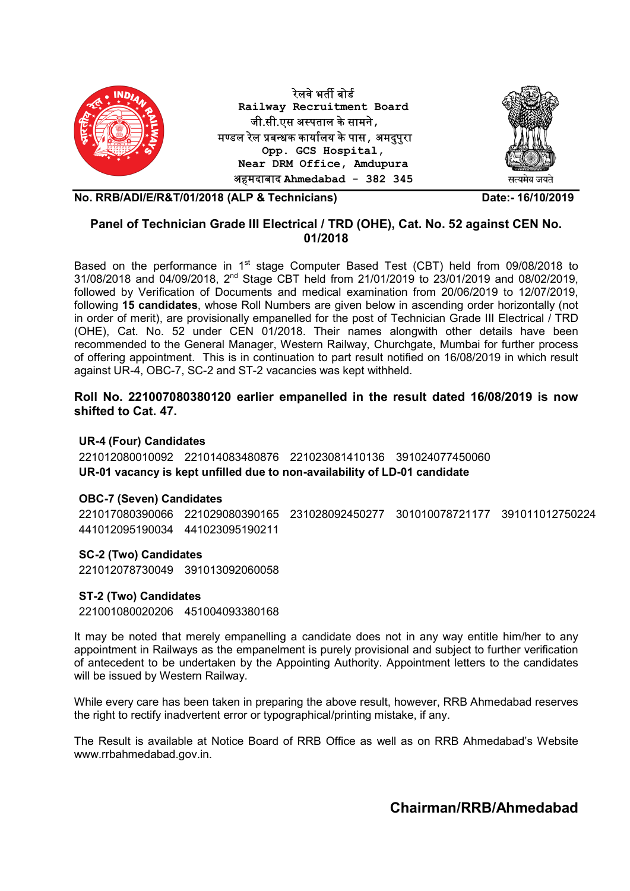रेलवे भर्ती बोर्ड
**Railway Recruitment Board**
जी.सी.एस अस्पताल के सामने,
मण्डल रेल प्रबन्धक कार्यालय के पास, अमदुपुरा
**Opp. GCS Hospital,**
**Near DRM Office, Amdupura**
अहमदाबाद **Ahmedabad - 382 345**

सत्यमेव जयते

**No. RRB/ADI/E/R&T/01/2018 (ALP & Technicians)** **Date:- 16/10/2019**

## Panel of Technician Grade III Electrical / TRD (OHE), Cat. No. 52 against CEN No. 01/2018

Based on the performance in 1st stage Computer Based Test (CBT) held from 09/08/2018 to 31/08/2018 and 04/09/2018, 2nd Stage CBT held from 21/01/2019 to 23/01/2019 and 08/02/2019, followed by Verification of Documents and medical examination from 20/06/2019 to 12/07/2019, following **15 candidates**, whose Roll Numbers are given below in ascending order horizontally (not in order of merit), are provisionally empanelled for the post of Technician Grade III Electrical / TRD (OHE), Cat. No. 52 under CEN 01/2018. Their names alongwith other details have been recommended to the General Manager, Western Railway, Churchgate, Mumbai for further process of offering appointment. This is in continuation to part result notified on 16/08/2019 in which result against UR-4, OBC-7, SC-2 and ST-2 vacancies was kept withheld.

**Roll No. 221007080380120 earlier empanelled in the result dated 16/08/2019 is now shifted to Cat. 47.**

**UR-4 (Four) Candidates**

221012080010092 221014083480876 221023081410136 391024077450060

**UR-01 vacancy is kept unfilled due to non-availability of LD-01 candidate**

**OBC-7 (Seven) Candidates**

221017080390066 221029080390165 231028092450277 301010078721177 391011012750224 441012095190034 441023095190211

**SC-2 (Two) Candidates**

221012078730049 391013092060058

**ST-2 (Two) Candidates**

221001080020206 451004093380168

It may be noted that merely empanelling a candidate does not in any way entitle him/her to any appointment in Railways as the empanelment is purely provisional and subject to further verification of antecedent to be undertaken by the Appointing Authority. Appointment letters to the candidates will be issued by Western Railway.

While every care has been taken in preparing the above result, however, RRB Ahmedabad reserves the right to rectify inadvertent error or typographical/printing mistake, if any.

The Result is available at Notice Board of RRB Office as well as on RRB Ahmedabad's Website www.rrbahmedabad.gov.in.

**Chairman/RRB/Ahmedabad**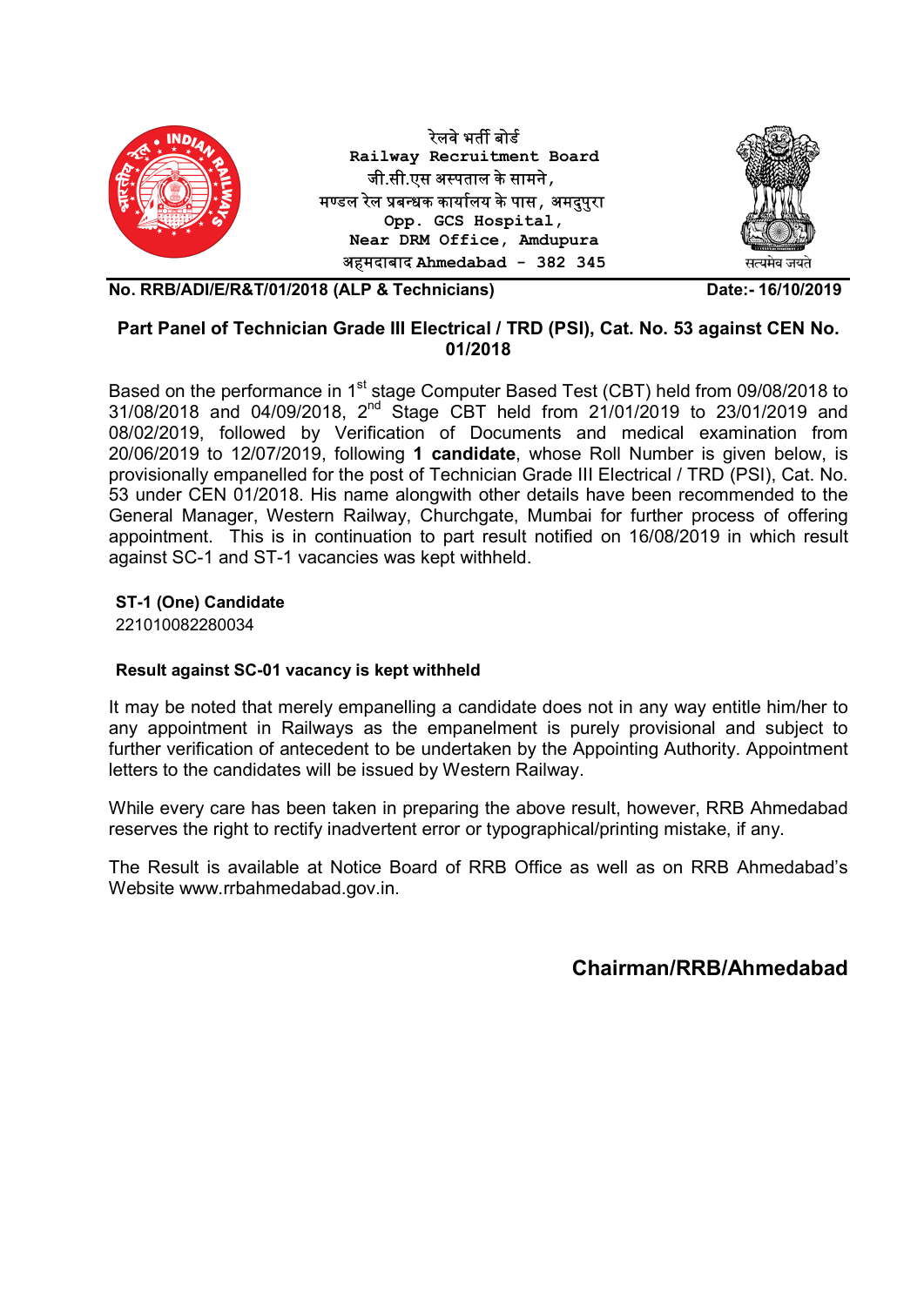रेलवे भर्ती बोर्ड
Railway Recruitment Board
जी.सी.एस अस्पताल के सामने,
मण्डल रेल प्रबन्धक कार्यालय के पास, अमदुपुरा
Opp. GCS Hospital,
Near DRM Office, Amdupura
अहमदाबाद Ahmedabad - 382 345

सत्यमेव जयते

**No. RRB/ADI/E/R&T/01/2018 (ALP & Technicians)** **Date:- 16/10/2019**

## Part Panel of Technician Grade III Electrical / TRD (PSI), Cat. No. 53 against CEN No. 01/2018

Based on the performance in 1st stage Computer Based Test (CBT) held from 09/08/2018 to 31/08/2018 and 04/09/2018, 2nd Stage CBT held from 21/01/2019 to 23/01/2019 and 08/02/2019, followed by Verification of Documents and medical examination from 20/06/2019 to 12/07/2019, following **1 candidate**, whose Roll Number is given below, is provisionally empanelled for the post of Technician Grade III Electrical / TRD (PSI), Cat. No. 53 under CEN 01/2018. His name alongwith other details have been recommended to the General Manager, Western Railway, Churchgate, Mumbai for further process of offering appointment. This is in continuation to part result notified on 16/08/2019 in which result against SC-1 and ST-1 vacancies was kept withheld.

**ST-1 (One) Candidate**
221010082280034

**Result against SC-01 vacancy is kept withheld**

It may be noted that merely empanelling a candidate does not in any way entitle him/her to any appointment in Railways as the empanelment is purely provisional and subject to further verification of antecedent to be undertaken by the Appointing Authority. Appointment letters to the candidates will be issued by Western Railway.

While every care has been taken in preparing the above result, however, RRB Ahmedabad reserves the right to rectify inadvertent error or typographical/printing mistake, if any.

The Result is available at Notice Board of RRB Office as well as on RRB Ahmedabad's Website www.rrbahmedabad.gov.in.

**Chairman/RRB/Ahmedabad**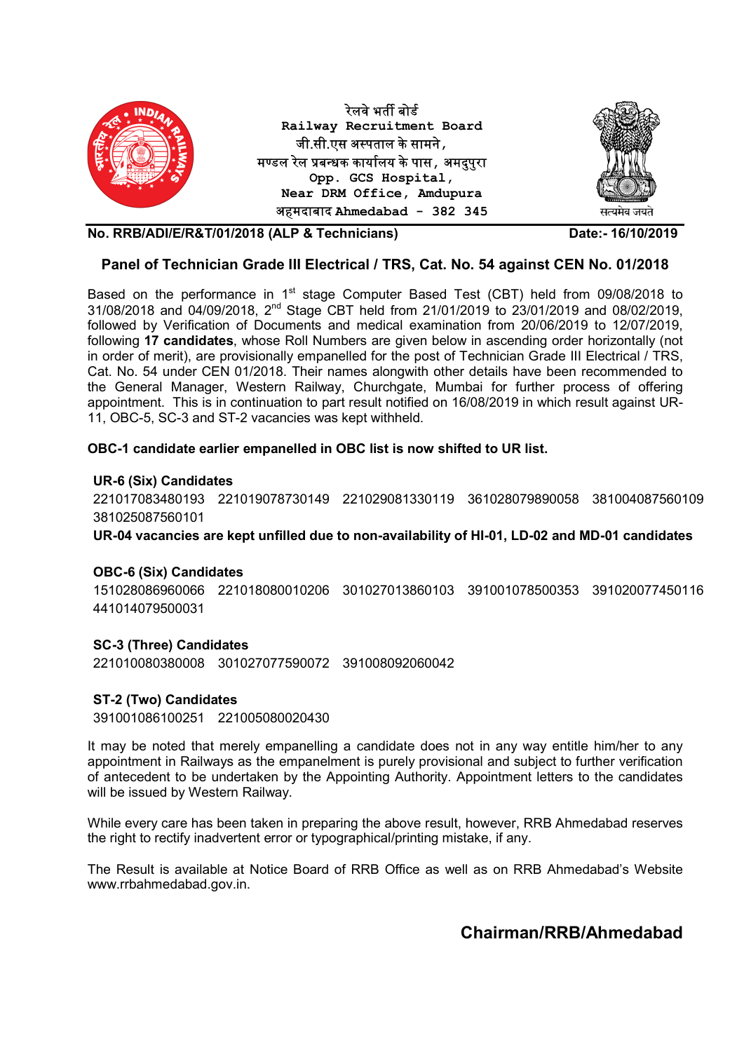रेलवे भर्ती बोर्ड
**Railway Recruitment Board**
जी.सी.एस अस्पताल के सामने,
मण्डल रेल प्रबन्धक कार्यालय के पास, अमदुपुरा
**Opp. GCS Hospital,**
**Near DRM Office, Amdupura**
अहमदाबाद **Ahmedabad - 382 345**

सत्यमेव जयते

**No. RRB/ADI/E/R&T/01/2018 (ALP & Technicians)** **Date:- 16/10/2019**

## Panel of Technician Grade III Electrical / TRS, Cat. No. 54 against CEN No. 01/2018

Based on the performance in 1st stage Computer Based Test (CBT) held from 09/08/2018 to 31/08/2018 and 04/09/2018, 2nd Stage CBT held from 21/01/2019 to 23/01/2019 and 08/02/2019, followed by Verification of Documents and medical examination from 20/06/2019 to 12/07/2019, following **17 candidates**, whose Roll Numbers are given below in ascending order horizontally (not in order of merit), are provisionally empanelled for the post of Technician Grade III Electrical / TRS, Cat. No. 54 under CEN 01/2018. Their names alongwith other details have been recommended to the General Manager, Western Railway, Churchgate, Mumbai for further process of offering appointment. This is in continuation to part result notified on 16/08/2019 in which result against UR-11, OBC-5, SC-3 and ST-2 vacancies was kept withheld.

**OBC-1 candidate earlier empanelled in OBC list is now shifted to UR list.**

**UR-6 (Six) Candidates**

221017083480193 221019078730149 221029081330119 361028079890058 381004087560109 381025087560101

**UR-04 vacancies are kept unfilled due to non-availability of HI-01, LD-02 and MD-01 candidates**

**OBC-6 (Six) Candidates**

151028086960066 221018080010206 301027013860103 391001078500353 391020077450116 441014079500031

**SC-3 (Three) Candidates**

221010080380008 301027077590072 391008092060042

**ST-2 (Two) Candidates**

391001086100251 221005080020430

It may be noted that merely empanelling a candidate does not in any way entitle him/her to any appointment in Railways as the empanelment is purely provisional and subject to further verification of antecedent to be undertaken by the Appointing Authority. Appointment letters to the candidates will be issued by Western Railway.

While every care has been taken in preparing the above result, however, RRB Ahmedabad reserves the right to rectify inadvertent error or typographical/printing mistake, if any.

The Result is available at Notice Board of RRB Office as well as on RRB Ahmedabad's Website www.rrbahmedabad.gov.in.

**Chairman/RRB/Ahmedabad**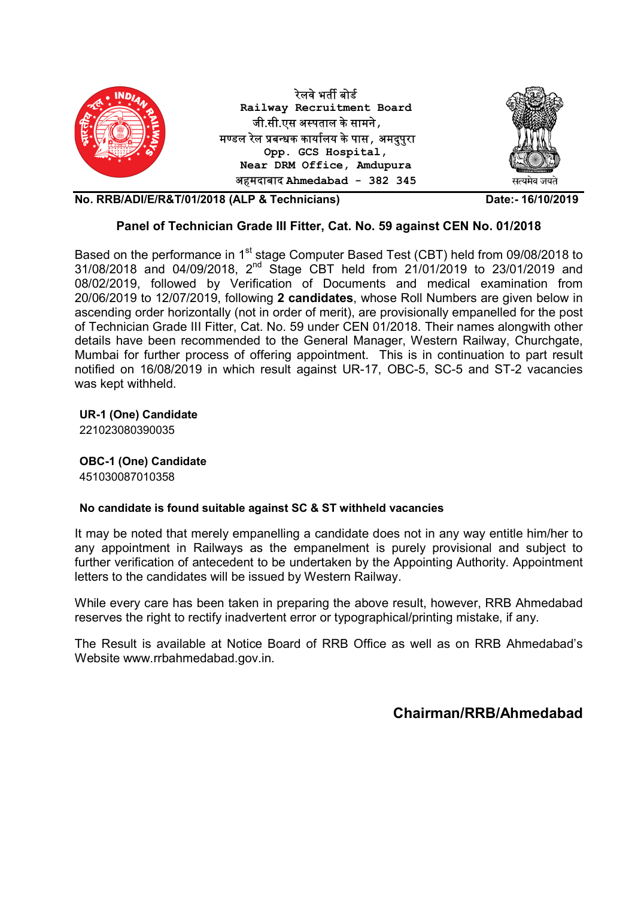रेलवे भर्ती बोर्ड
**Railway Recruitment Board**
जी.सी.एस अस्पताल के सामने,
मण्डल रेल प्रबन्धक कार्यालय के पास, अमदुपुरा
**Opp. GCS Hospital,**
**Near DRM Office, Amdupura**
अहमदाबाद **Ahmedabad - 382 345**

सत्यमेव जयते

**No. RRB/ADI/E/R&T/01/2018 (ALP & Technicians)** **Date:- 16/10/2019**

### Panel of Technician Grade III Fitter, Cat. No. 59 against CEN No. 01/2018

Based on the performance in 1st stage Computer Based Test (CBT) held from 09/08/2018 to 31/08/2018 and 04/09/2018, 2nd Stage CBT held from 21/01/2019 to 23/01/2019 and 08/02/2019, followed by Verification of Documents and medical examination from 20/06/2019 to 12/07/2019, following **2 candidates**, whose Roll Numbers are given below in ascending order horizontally (not in order of merit), are provisionally empanelled for the post of Technician Grade III Fitter, Cat. No. 59 under CEN 01/2018. Their names alongwith other details have been recommended to the General Manager, Western Railway, Churchgate, Mumbai for further process of offering appointment. This is in continuation to part result notified on 16/08/2019 in which result against UR-17, OBC-5, SC-5 and ST-2 vacancies was kept withheld.

**UR-1 (One) Candidate**
221023080390035

**OBC-1 (One) Candidate**
451030087010358

**No candidate is found suitable against SC & ST withheld vacancies**

It may be noted that merely empanelling a candidate does not in any way entitle him/her to any appointment in Railways as the empanelment is purely provisional and subject to further verification of antecedent to be undertaken by the Appointing Authority. Appointment letters to the candidates will be issued by Western Railway.

While every care has been taken in preparing the above result, however, RRB Ahmedabad reserves the right to rectify inadvertent error or typographical/printing mistake, if any.

The Result is available at Notice Board of RRB Office as well as on RRB Ahmedabad's Website www.rrbahmedabad.gov.in.

**Chairman/RRB/Ahmedabad**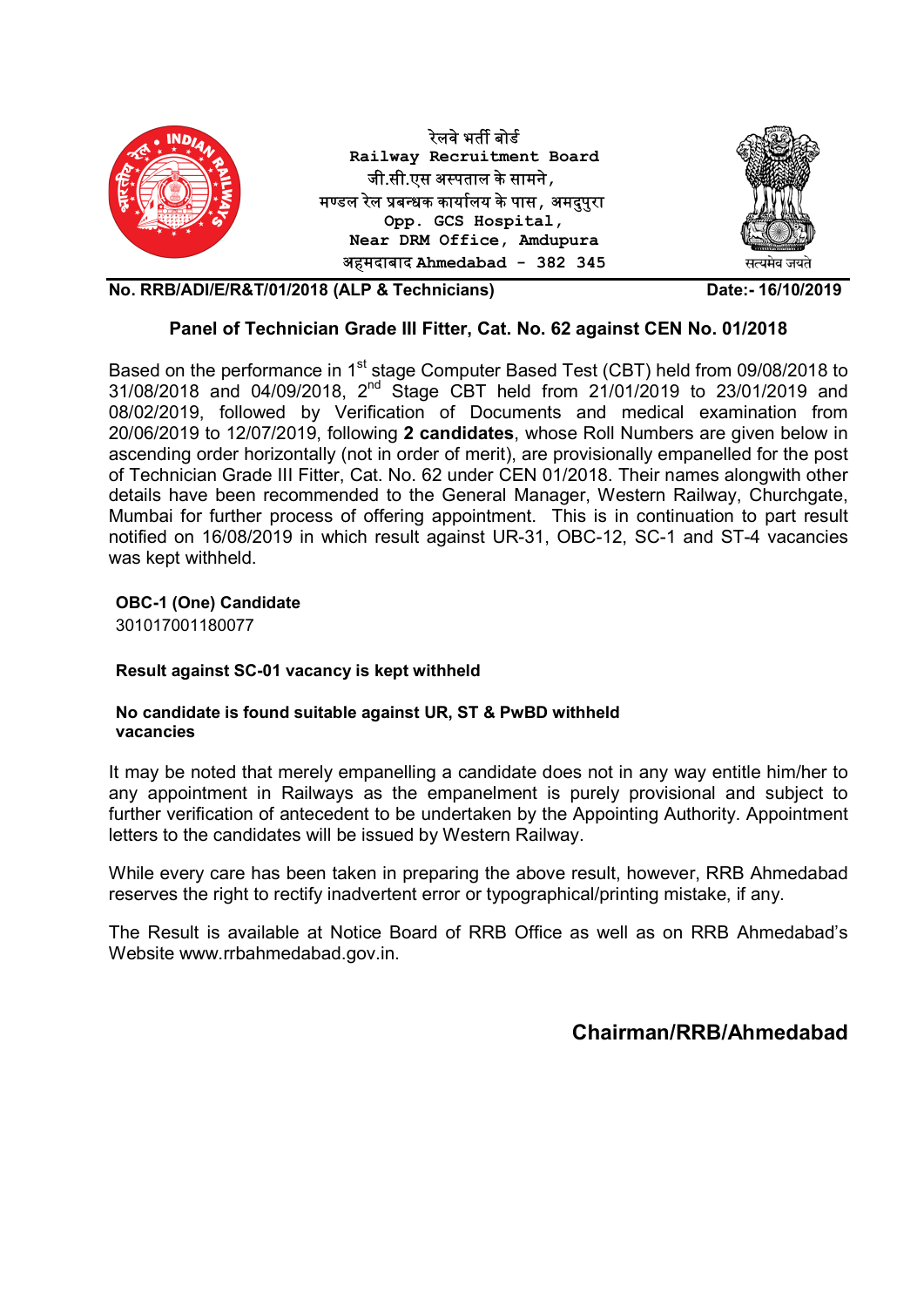रेलवे भर्ती बोर्ड
Railway Recruitment Board
जी.सी.एस अस्पताल के सामने,
मण्डल रेल प्रबन्धक कार्यालय के पास, अमदुपुरा
Opp. GCS Hospital,
Near DRM Office, Amdupura
अहमदाबाद Ahmedabad - 382 345

सत्यमेव जयते

**No. RRB/ADI/E/R&T/01/2018 (ALP & Technicians)** **Date:- 16/10/2019**

## Panel of Technician Grade III Fitter, Cat. No. 62 against CEN No. 01/2018

Based on the performance in 1st stage Computer Based Test (CBT) held from 09/08/2018 to 31/08/2018 and 04/09/2018, 2nd Stage CBT held from 21/01/2019 to 23/01/2019 and 08/02/2019, followed by Verification of Documents and medical examination from 20/06/2019 to 12/07/2019, following **2 candidates**, whose Roll Numbers are given below in ascending order horizontally (not in order of merit), are provisionally empanelled for the post of Technician Grade III Fitter, Cat. No. 62 under CEN 01/2018. Their names alongwith other details have been recommended to the General Manager, Western Railway, Churchgate, Mumbai for further process of offering appointment. This is in continuation to part result notified on 16/08/2019 in which result against UR-31, OBC-12, SC-1 and ST-4 vacancies was kept withheld.

**OBC-1 (One) Candidate**
301017001180077

**Result against SC-01 vacancy is kept withheld**

**No candidate is found suitable against UR, ST & PwBD withheld vacancies**

It may be noted that merely empanelling a candidate does not in any way entitle him/her to any appointment in Railways as the empanelment is purely provisional and subject to further verification of antecedent to be undertaken by the Appointing Authority. Appointment letters to the candidates will be issued by Western Railway.

While every care has been taken in preparing the above result, however, RRB Ahmedabad reserves the right to rectify inadvertent error or typographical/printing mistake, if any.

The Result is available at Notice Board of RRB Office as well as on RRB Ahmedabad's Website www.rrbahmedabad.gov.in.

**Chairman/RRB/Ahmedabad**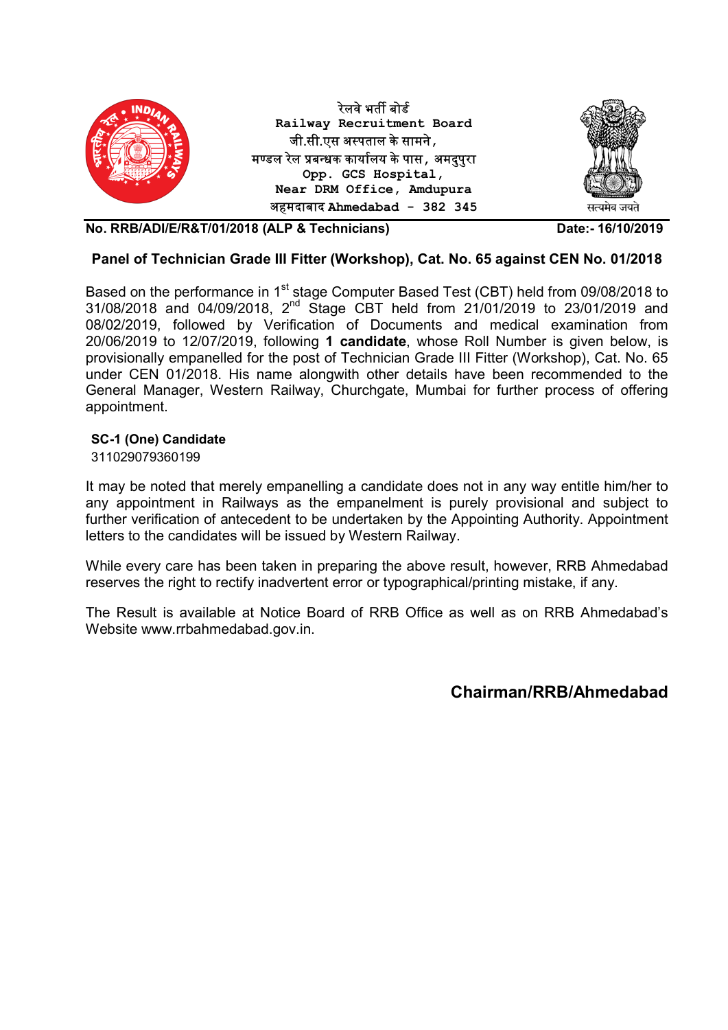रेलवे भर्ती बोर्ड
Railway Recruitment Board
जी.सी.एस अस्पताल के सामने,
मण्डल रेल प्रबन्धक कार्यालय के पास, अमदुपुरा
Opp. GCS Hospital,
Near DRM Office, Amdupura
अहमदाबाद Ahmedabad - 382 345

सत्यमेव जयते

**No. RRB/ADI/E/R&T/01/2018 (ALP & Technicians)** **Date:- 16/10/2019**

## Panel of Technician Grade III Fitter (Workshop), Cat. No. 65 against CEN No. 01/2018

Based on the performance in 1st stage Computer Based Test (CBT) held from 09/08/2018 to 31/08/2018 and 04/09/2018, 2nd Stage CBT held from 21/01/2019 to 23/01/2019 and 08/02/2019, followed by Verification of Documents and medical examination from 20/06/2019 to 12/07/2019, following **1 candidate**, whose Roll Number is given below, is provisionally empanelled for the post of Technician Grade III Fitter (Workshop), Cat. No. 65 under CEN 01/2018. His name alongwith other details have been recommended to the General Manager, Western Railway, Churchgate, Mumbai for further process of offering appointment.

**SC-1 (One) Candidate**

311029079360199

It may be noted that merely empanelling a candidate does not in any way entitle him/her to any appointment in Railways as the empanelment is purely provisional and subject to further verification of antecedent to be undertaken by the Appointing Authority. Appointment letters to the candidates will be issued by Western Railway.

While every care has been taken in preparing the above result, however, RRB Ahmedabad reserves the right to rectify inadvertent error or typographical/printing mistake, if any.

The Result is available at Notice Board of RRB Office as well as on RRB Ahmedabad's Website www.rrbahmedabad.gov.in.

**Chairman/RRB/Ahmedabad**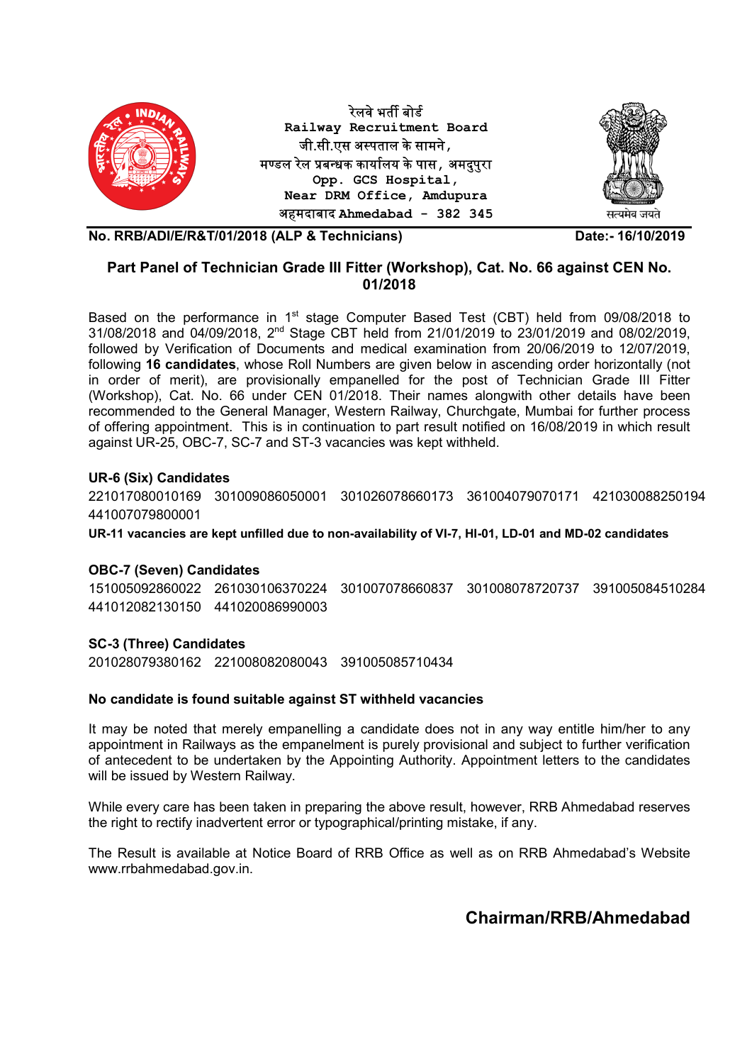रेलवे भर्ती बोर्ड
**Railway Recruitment Board**
जी.सी.एस अस्पताल के सामने,
मण्डल रेल प्रबन्धक कार्यालय के पास, अमदुपुरा
**Opp. GCS Hospital,**
**Near DRM Office, Amdupura**
अहमदाबाद **Ahmedabad - 382 345**

सत्यमेव जयते

**No. RRB/ADI/E/R&T/01/2018 (ALP & Technicians)** **Date:- 16/10/2019**

## Part Panel of Technician Grade III Fitter (Workshop), Cat. No. 66 against CEN No. 01/2018

Based on the performance in 1st stage Computer Based Test (CBT) held from 09/08/2018 to 31/08/2018 and 04/09/2018, 2nd Stage CBT held from 21/01/2019 to 23/01/2019 and 08/02/2019, followed by Verification of Documents and medical examination from 20/06/2019 to 12/07/2019, following **16 candidates**, whose Roll Numbers are given below in ascending order horizontally (not in order of merit), are provisionally empanelled for the post of Technician Grade III Fitter (Workshop), Cat. No. 66 under CEN 01/2018. Their names alongwith other details have been recommended to the General Manager, Western Railway, Churchgate, Mumbai for further process of offering appointment. This is in continuation to part result notified on 16/08/2019 in which result against UR-25, OBC-7, SC-7 and ST-3 vacancies was kept withheld.

### UR-6 (Six) Candidates

221017080010169 301009086050001 301026078660173 361004079070171 421030088250194 441007079800001

**UR-11 vacancies are kept unfilled due to non-availability of VI-7, HI-01, LD-01 and MD-02 candidates**

### OBC-7 (Seven) Candidates

151005092860022 261030106370224 301007078660837 301008078720737 391005084510284 441012082130150 441020086990003

### SC-3 (Three) Candidates

201028079380162 221008082080043 391005085710434

**No candidate is found suitable against ST withheld vacancies**

It may be noted that merely empanelling a candidate does not in any way entitle him/her to any appointment in Railways as the empanelment is purely provisional and subject to further verification of antecedent to be undertaken by the Appointing Authority. Appointment letters to the candidates will be issued by Western Railway.

While every care has been taken in preparing the above result, however, RRB Ahmedabad reserves the right to rectify inadvertent error or typographical/printing mistake, if any.

The Result is available at Notice Board of RRB Office as well as on RRB Ahmedabad's Website www.rrbahmedabad.gov.in.

**Chairman/RRB/Ahmedabad**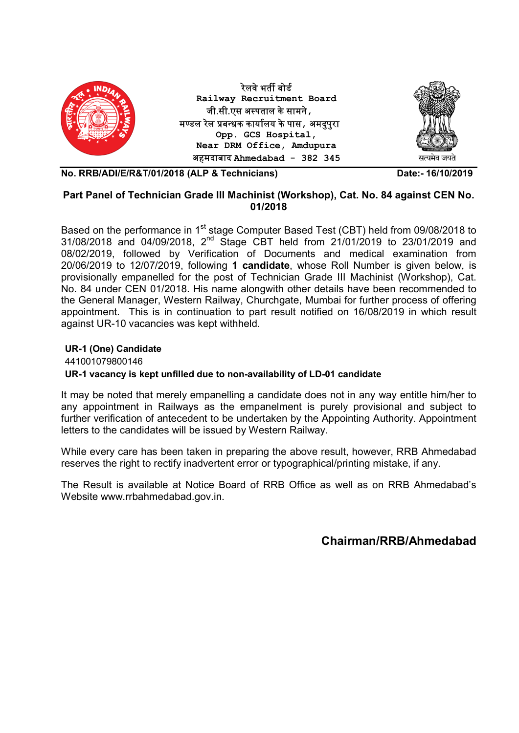रेलवे भर्ती बोर्ड
**Railway Recruitment Board**
जी.सी.एस अस्पताल के सामने,
मण्डल रेल प्रबन्धक कार्यालय के पास, अमदुपुरा
**Opp. GCS Hospital,**
**Near DRM Office, Amdupura**
अहमदाबाद **Ahmedabad - 382 345**

सत्यमेव जयते

**No. RRB/ADI/E/R&T/01/2018 (ALP & Technicians)** **Date:- 16/10/2019**

## Part Panel of Technician Grade III Machinist (Workshop), Cat. No. 84 against CEN No. 01/2018

Based on the performance in 1st stage Computer Based Test (CBT) held from 09/08/2018 to 31/08/2018 and 04/09/2018, 2nd Stage CBT held from 21/01/2019 to 23/01/2019 and 08/02/2019, followed by Verification of Documents and medical examination from 20/06/2019 to 12/07/2019, following **1 candidate**, whose Roll Number is given below, is provisionally empanelled for the post of Technician Grade III Machinist (Workshop), Cat. No. 84 under CEN 01/2018. His name alongwith other details have been recommended to the General Manager, Western Railway, Churchgate, Mumbai for further process of offering appointment. This is in continuation to part result notified on 16/08/2019 in which result against UR-10 vacancies was kept withheld.

**UR-1 (One) Candidate**
441001079800146
**UR-1 vacancy is kept unfilled due to non-availability of LD-01 candidate**

It may be noted that merely empanelling a candidate does not in any way entitle him/her to any appointment in Railways as the empanelment is purely provisional and subject to further verification of antecedent to be undertaken by the Appointing Authority. Appointment letters to the candidates will be issued by Western Railway.

While every care has been taken in preparing the above result, however, RRB Ahmedabad reserves the right to rectify inadvertent error or typographical/printing mistake, if any.

The Result is available at Notice Board of RRB Office as well as on RRB Ahmedabad's Website www.rrbahmedabad.gov.in.

**Chairman/RRB/Ahmedabad**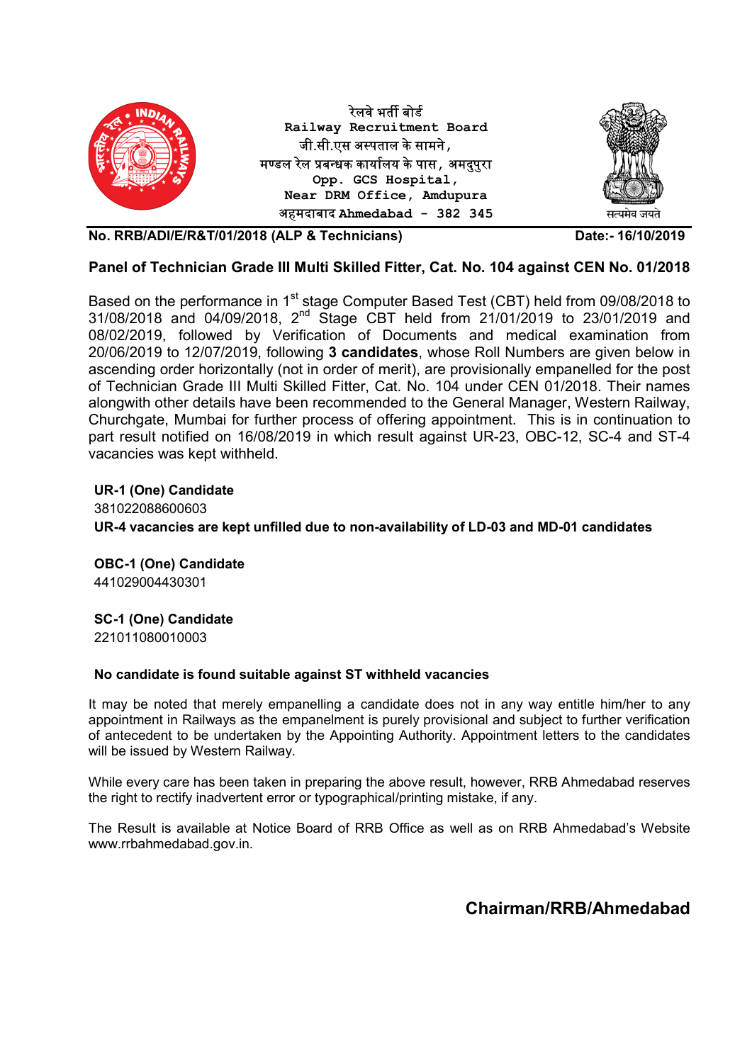रेलवे भर्ती बोर्ड
Railway Recruitment Board
जी.सी.एस अस्पताल के सामने,
मण्डल रेल प्रबन्धक कार्यालय के पास, अमदुपुरा
Opp. GCS Hospital,
Near DRM Office, Amdupura
अहमदाबाद Ahmedabad - 382 345

सत्यमेव जयते

**No. RRB/ADI/E/R&T/01/2018 (ALP & Technicians)** **Date:- 16/10/2019**

## Panel of Technician Grade III Multi Skilled Fitter, Cat. No. 104 against CEN No. 01/2018

Based on the performance in 1st stage Computer Based Test (CBT) held from 09/08/2018 to 31/08/2018 and 04/09/2018, 2nd Stage CBT held from 21/01/2019 to 23/01/2019 and 08/02/2019, followed by Verification of Documents and medical examination from 20/06/2019 to 12/07/2019, following **3 candidates**, whose Roll Numbers are given below in ascending order horizontally (not in order of merit), are provisionally empanelled for the post of Technician Grade III Multi Skilled Fitter, Cat. No. 104 under CEN 01/2018. Their names alongwith other details have been recommended to the General Manager, Western Railway, Churchgate, Mumbai for further process of offering appointment. This is in continuation to part result notified on 16/08/2019 in which result against UR-23, OBC-12, SC-4 and ST-4 vacancies was kept withheld.

**UR-1 (One) Candidate**
381022088600603
**UR-4 vacancies are kept unfilled due to non-availability of LD-03 and MD-01 candidates**

**OBC-1 (One) Candidate**
441029004430301

**SC-1 (One) Candidate**
221011080010003

**No candidate is found suitable against ST withheld vacancies**

It may be noted that merely empanelling a candidate does not in any way entitle him/her to any appointment in Railways as the empanelment is purely provisional and subject to further verification of antecedent to be undertaken by the Appointing Authority. Appointment letters to the candidates will be issued by Western Railway.

While every care has been taken in preparing the above result, however, RRB Ahmedabad reserves the right to rectify inadvertent error or typographical/printing mistake, if any.

The Result is available at Notice Board of RRB Office as well as on RRB Ahmedabad's Website www.rrbahmedabad.gov.in.

**Chairman/RRB/Ahmedabad**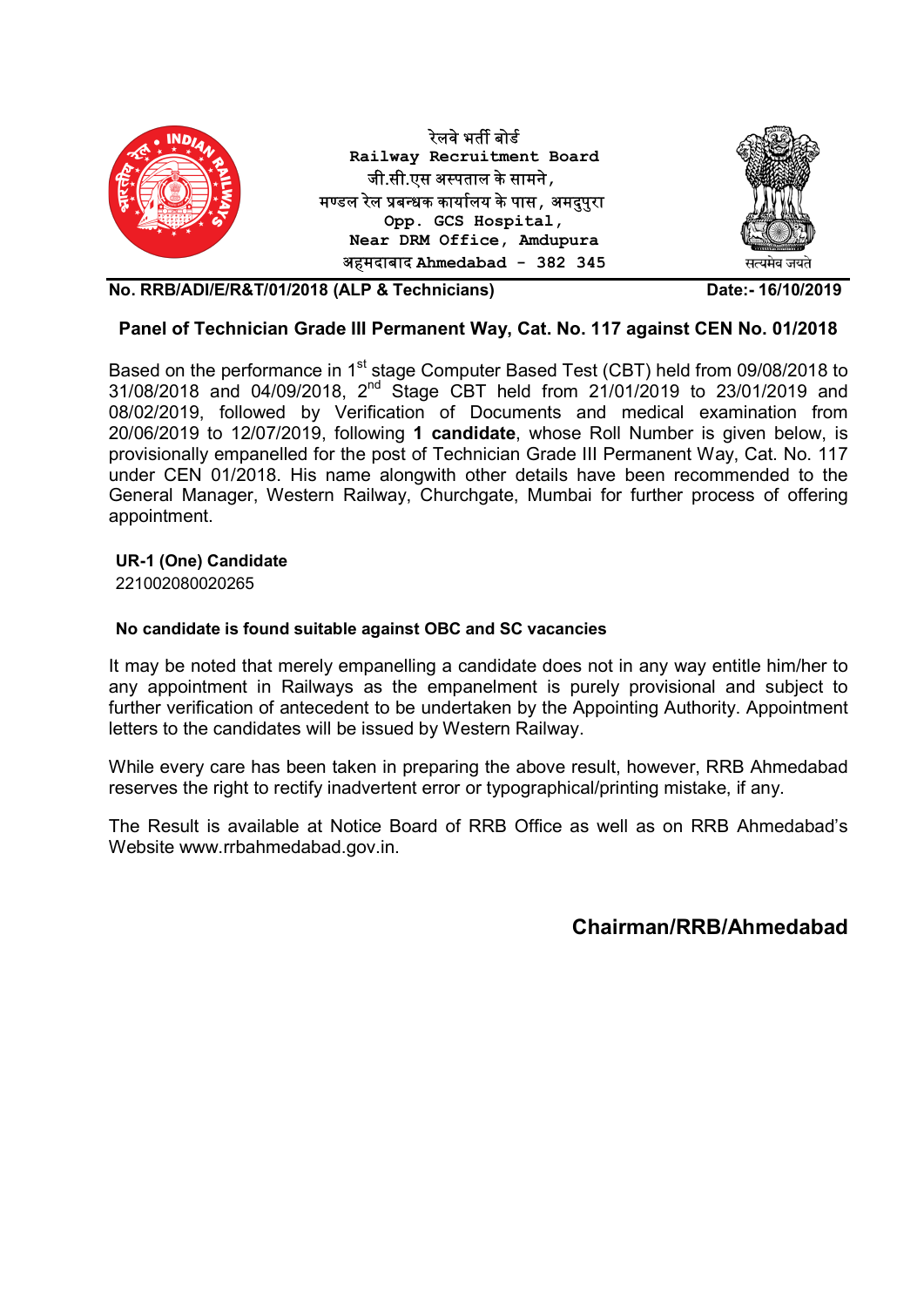रेलवे भर्ती बोर्ड
**Railway Recruitment Board**
जी.सी.एस अस्पताल के सामने,
मण्डल रेल प्रबन्धक कार्यालय के पास, अमदुपुरा
**Opp. GCS Hospital,**
**Near DRM Office, Amdupura**
अहमदाबाद **Ahmedabad - 382 345**

सत्यमेव जयते

**No. RRB/ADI/E/R&T/01/2018 (ALP & Technicians)** **Date:- 16/10/2019**

## Panel of Technician Grade III Permanent Way, Cat. No. 117 against CEN No. 01/2018

Based on the performance in 1st stage Computer Based Test (CBT) held from 09/08/2018 to 31/08/2018 and 04/09/2018, 2nd Stage CBT held from 21/01/2019 to 23/01/2019 and 08/02/2019, followed by Verification of Documents and medical examination from 20/06/2019 to 12/07/2019, following **1 candidate**, whose Roll Number is given below, is provisionally empanelled for the post of Technician Grade III Permanent Way, Cat. No. 117 under CEN 01/2018. His name alongwith other details have been recommended to the General Manager, Western Railway, Churchgate, Mumbai for further process of offering appointment.

**UR-1 (One) Candidate**
221002080020265

**No candidate is found suitable against OBC and SC vacancies**

It may be noted that merely empanelling a candidate does not in any way entitle him/her to any appointment in Railways as the empanelment is purely provisional and subject to further verification of antecedent to be undertaken by the Appointing Authority. Appointment letters to the candidates will be issued by Western Railway.

While every care has been taken in preparing the above result, however, RRB Ahmedabad reserves the right to rectify inadvertent error or typographical/printing mistake, if any.

The Result is available at Notice Board of RRB Office as well as on RRB Ahmedabad's Website www.rrbahmedabad.gov.in.

**Chairman/RRB/Ahmedabad**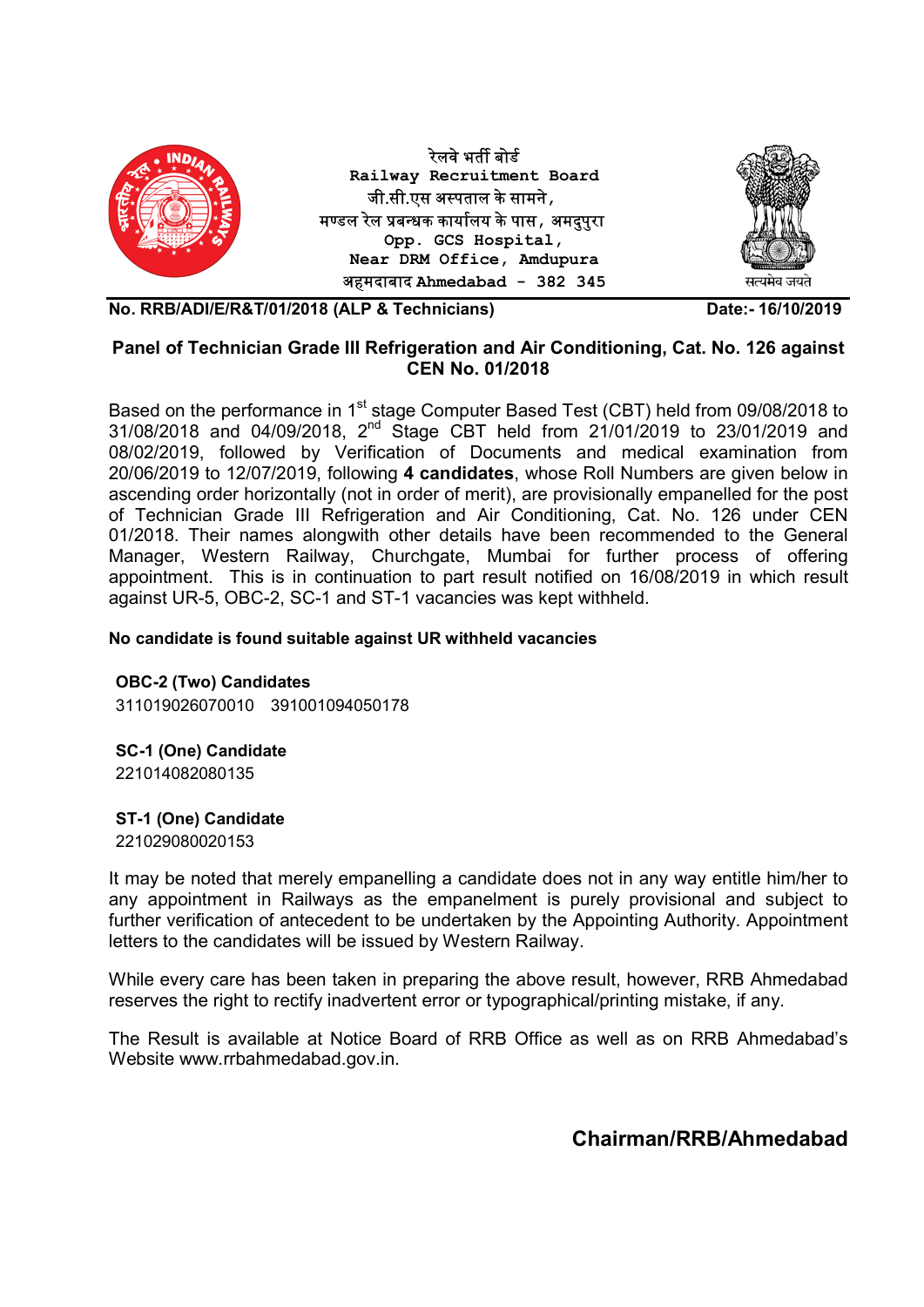रेलवे भर्ती बोर्ड
**Railway Recruitment Board**
जी.सी.एस अस्पताल के सामने,
मण्डल रेल प्रबन्धक कार्यालय के पास, अमदुपुरा
**Opp. GCS Hospital,**
**Near DRM Office, Amdupura**
अहमदाबाद **Ahmedabad - 382 345**

सत्यमेव जयते

**No. RRB/ADI/E/R&T/01/2018 (ALP & Technicians)** **Date:- 16/10/2019**

## Panel of Technician Grade III Refrigeration and Air Conditioning, Cat. No. 126 against CEN No. 01/2018

Based on the performance in 1st stage Computer Based Test (CBT) held from 09/08/2018 to 31/08/2018 and 04/09/2018, 2nd Stage CBT held from 21/01/2019 to 23/01/2019 and 08/02/2019, followed by Verification of Documents and medical examination from 20/06/2019 to 12/07/2019, following **4 candidates**, whose Roll Numbers are given below in ascending order horizontally (not in order of merit), are provisionally empanelled for the post of Technician Grade III Refrigeration and Air Conditioning, Cat. No. 126 under CEN 01/2018. Their names alongwith other details have been recommended to the General Manager, Western Railway, Churchgate, Mumbai for further process of offering appointment. This is in continuation to part result notified on 16/08/2019 in which result against UR-5, OBC-2, SC-1 and ST-1 vacancies was kept withheld.

**No candidate is found suitable against UR withheld vacancies**

**OBC-2 (Two) Candidates**
311019026070010 391001094050178

**SC-1 (One) Candidate**
221014082080135

**ST-1 (One) Candidate**
221029080020153

It may be noted that merely empanelling a candidate does not in any way entitle him/her to any appointment in Railways as the empanelment is purely provisional and subject to further verification of antecedent to be undertaken by the Appointing Authority. Appointment letters to the candidates will be issued by Western Railway.

While every care has been taken in preparing the above result, however, RRB Ahmedabad reserves the right to rectify inadvertent error or typographical/printing mistake, if any.

The Result is available at Notice Board of RRB Office as well as on RRB Ahmedabad's Website www.rrbahmedabad.gov.in.

**Chairman/RRB/Ahmedabad**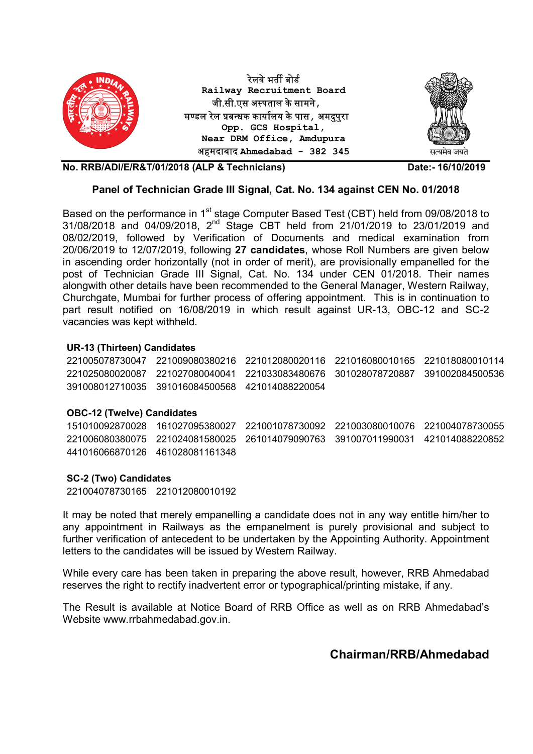रेलवे भर्ती बोर्ड
Railway Recruitment Board
जी.सी.एस अस्पताल के सामने,
मण्डल रेल प्रबन्धक कार्यालय के पास, अमदुपुरा
Opp. GCS Hospital,
Near DRM Office, Amdupura
अहमदाबाद Ahmedabad - 382 345

सत्यमेव जयते

**No. RRB/ADI/E/R&T/01/2018 (ALP & Technicians)** **Date:- 16/10/2019**

## Panel of Technician Grade III Signal, Cat. No. 134 against CEN No. 01/2018

Based on the performance in 1st stage Computer Based Test (CBT) held from 09/08/2018 to 31/08/2018 and 04/09/2018, 2nd Stage CBT held from 21/01/2019 to 23/01/2019 and 08/02/2019, followed by Verification of Documents and medical examination from 20/06/2019 to 12/07/2019, following **27 candidates**, whose Roll Numbers are given below in ascending order horizontally (not in order of merit), are provisionally empanelled for the post of Technician Grade III Signal, Cat. No. 134 under CEN 01/2018. Their names alongwith other details have been recommended to the General Manager, Western Railway, Churchgate, Mumbai for further process of offering appointment. This is in continuation to part result notified on 16/08/2019 in which result against UR-13, OBC-12 and SC-2 vacancies was kept withheld.

**UR-13 (Thirteen) Candidates**

| | | | | |
|---|---|---|---|---|
| 221005078730047 | 221009080380216 | 221012080020116 | 221016080010165 | 221018080010114 |
| 221025080020087 | 221027080040041 | 221033083480676 | 301028078720887 | 391002084500536 |
| 391008012710035 | 391016084500568 | 421014088220054 | | |

**OBC-12 (Twelve) Candidates**

| | | | | |
|---|---|---|---|---|
| 151010092870028 | 161027095380027 | 221001078730092 | 221003080010076 | 221004078730055 |
| 221006080380075 | 221024081580025 | 261014079090763 | 391007011990031 | 421014088220852 |
| 441016066870126 | 461028081161348 | | | |

**SC-2 (Two) Candidates**

| | |
|---|---|
| 221004078730165 | 221012080010192 |

It may be noted that merely empanelling a candidate does not in any way entitle him/her to any appointment in Railways as the empanelment is purely provisional and subject to further verification of antecedent to be undertaken by the Appointing Authority. Appointment letters to the candidates will be issued by Western Railway.

While every care has been taken in preparing the above result, however, RRB Ahmedabad reserves the right to rectify inadvertent error or typographical/printing mistake, if any.

The Result is available at Notice Board of RRB Office as well as on RRB Ahmedabad's Website www.rrbahmedabad.gov.in.

**Chairman/RRB/Ahmedabad**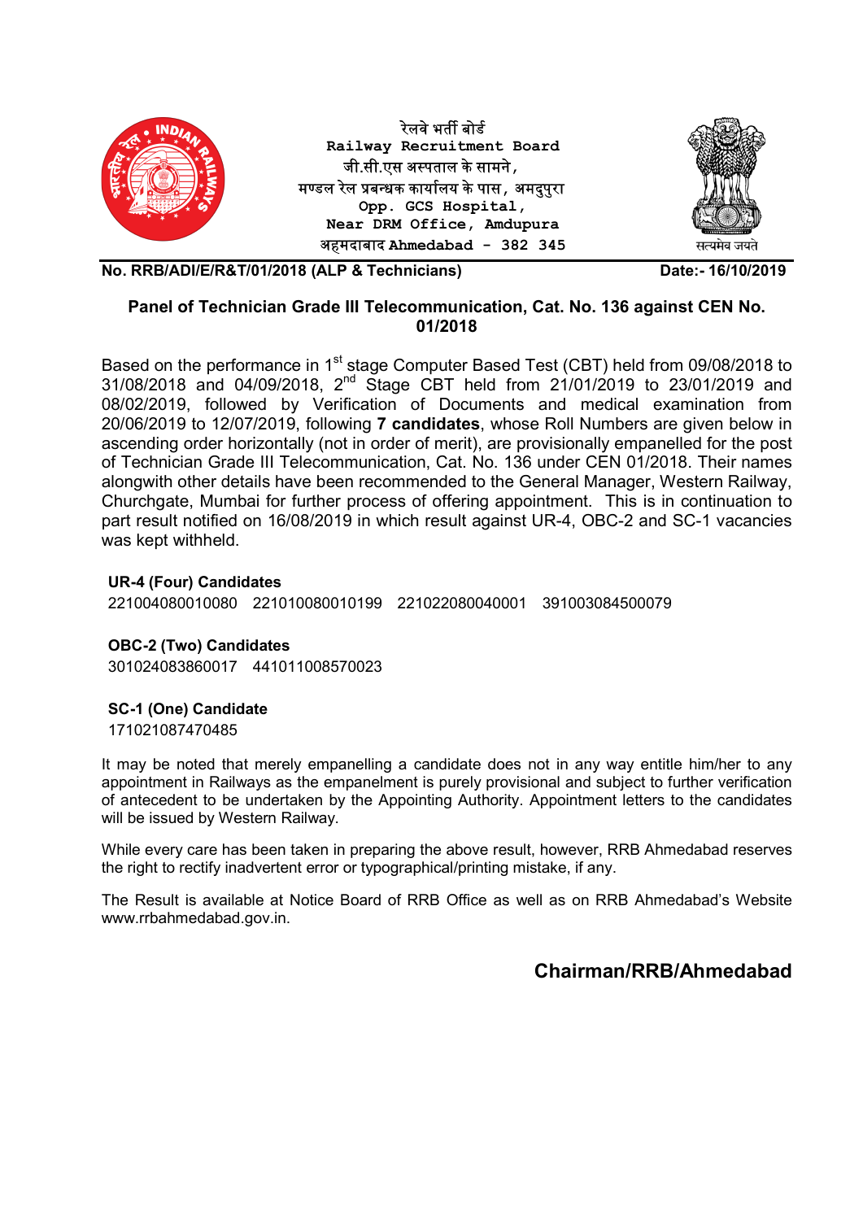रेलवे भर्ती बोर्ड
**Railway Recruitment Board**
जी.सी.एस अस्पताल के सामने,
मण्डल रेल प्रबन्धक कार्यालय के पास, अमदुपुरा
**Opp. GCS Hospital,**
**Near DRM Office, Amdupura**
अहमदाबाद **Ahmedabad - 382 345**

सत्यमेव जयते

**No. RRB/ADI/E/R&T/01/2018 (ALP & Technicians)** **Date:- 16/10/2019**

## Panel of Technician Grade III Telecommunication, Cat. No. 136 against CEN No. 01/2018

Based on the performance in 1st stage Computer Based Test (CBT) held from 09/08/2018 to 31/08/2018 and 04/09/2018, 2nd Stage CBT held from 21/01/2019 to 23/01/2019 and 08/02/2019, followed by Verification of Documents and medical examination from 20/06/2019 to 12/07/2019, following **7 candidates**, whose Roll Numbers are given below in ascending order horizontally (not in order of merit), are provisionally empanelled for the post of Technician Grade III Telecommunication, Cat. No. 136 under CEN 01/2018. Their names alongwith other details have been recommended to the General Manager, Western Railway, Churchgate, Mumbai for further process of offering appointment. This is in continuation to part result notified on 16/08/2019 in which result against UR-4, OBC-2 and SC-1 vacancies was kept withheld.

**UR-4 (Four) Candidates**

221004080010080 221010080010199 221022080040001 391003084500079

**OBC-2 (Two) Candidates**

301024083860017 441011008570023

**SC-1 (One) Candidate**

171021087470485

It may be noted that merely empanelling a candidate does not in any way entitle him/her to any appointment in Railways as the empanelment is purely provisional and subject to further verification of antecedent to be undertaken by the Appointing Authority. Appointment letters to the candidates will be issued by Western Railway.

While every care has been taken in preparing the above result, however, RRB Ahmedabad reserves the right to rectify inadvertent error or typographical/printing mistake, if any.

The Result is available at Notice Board of RRB Office as well as on RRB Ahmedabad's Website www.rrbahmedabad.gov.in.

**Chairman/RRB/Ahmedabad**